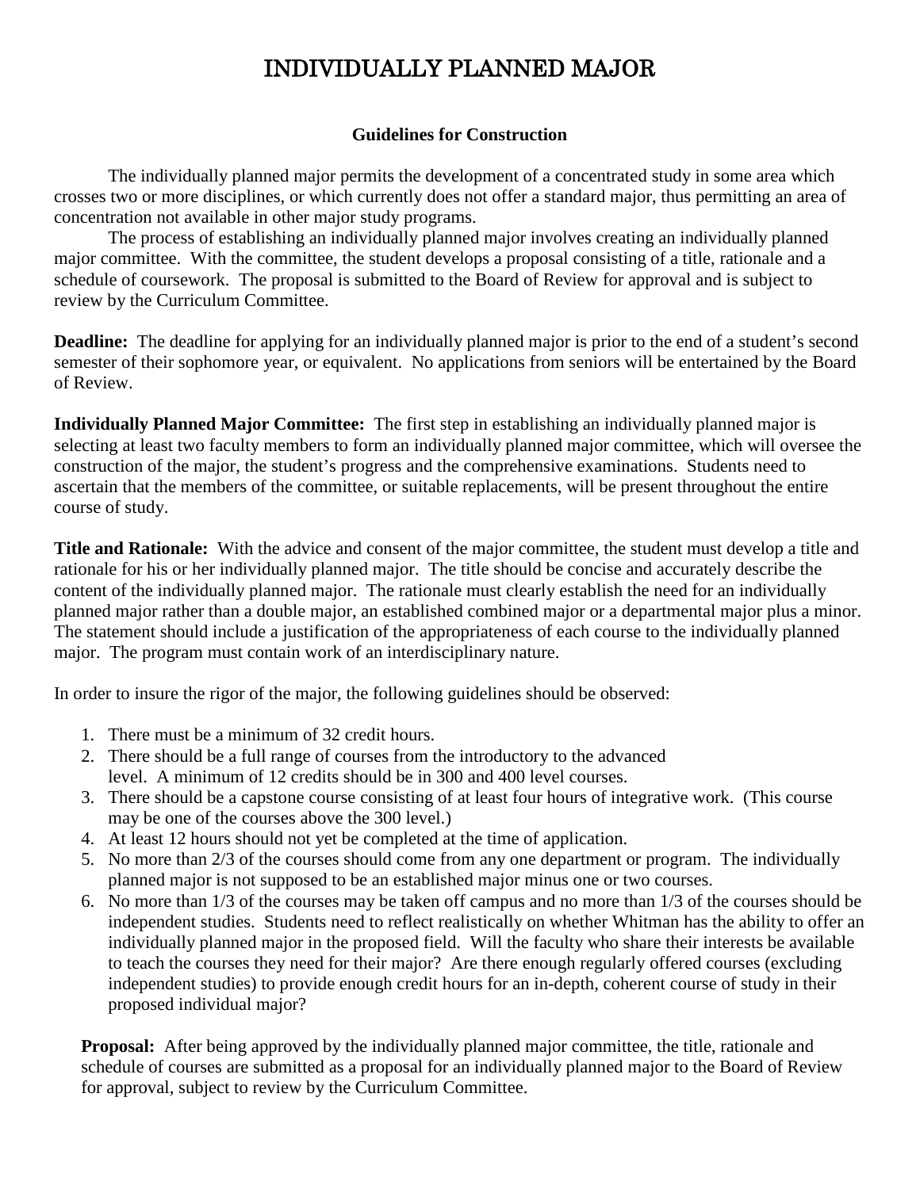# INDIVIDUALLY PLANNED MAJOR

**Guidelines for Construction**

The individually planned major permits the development of a concentrated study in some area which crosses two or more disciplines, or which currently does not offer a standard major, thus permitting an area of concentration not available in other major study programs.

The process of establishing an individually planned major involves creating an individually planned major committee. With the committee, the student develops a proposal consisting of a title, rationale and a schedule of coursework. The proposal is submitted to the Board of Review for approval and is subject to review by the Curriculum Committee.

**Deadline:** The deadline for applying for an individually planned major is prior to the end of a student's second semester of their sophomore year, or equivalent. No applications from seniors will be entertained by the Board of Review.

**Individually Planned Major Committee:** The first step in establishing an individually planned major is selecting at least two faculty members to form an individually planned major committee, which will oversee the construction of the major, the student's progress and the comprehensive examinations. Students need to ascertain that the members of the committee, or suitable replacements, will be present throughout the entire course of study.

**Title and Rationale:** With the advice and consent of the major committee, the student must develop a title and rationale for his or her individually planned major. The title should be concise and accurately describe the content of the individually planned major. The rationale must clearly establish the need for an individually planned major rather than a double major, an established combined major or a departmental major plus a minor. The statement should include a justification of the appropriateness of each course to the individually planned major. The program must contain work of an interdisciplinary nature.

In order to insure the rigor of the major, the following guidelines should be observed:

1. There must be a minimum of 32 credit hours.
2. There should be a full range of courses from the introductory to the advanced level. A minimum of 12 credits should be in 300 and 400 level courses.
3. There should be a capstone course consisting of at least four hours of integrative work. (This course may be one of the courses above the 300 level.)
4. At least 12 hours should not yet be completed at the time of application.
5. No more than 2/3 of the courses should come from any one department or program. The individually planned major is not supposed to be an established major minus one or two courses.
6. No more than 1/3 of the courses may be taken off campus and no more than 1/3 of the courses should be independent studies. Students need to reflect realistically on whether Whitman has the ability to offer an individually planned major in the proposed field. Will the faculty who share their interests be available to teach the courses they need for their major? Are there enough regularly offered courses (excluding independent studies) to provide enough credit hours for an in-depth, coherent course of study in their proposed individual major?

**Proposal:** After being approved by the individually planned major committee, the title, rationale and schedule of courses are submitted as a proposal for an individually planned major to the Board of Review for approval, subject to review by the Curriculum Committee.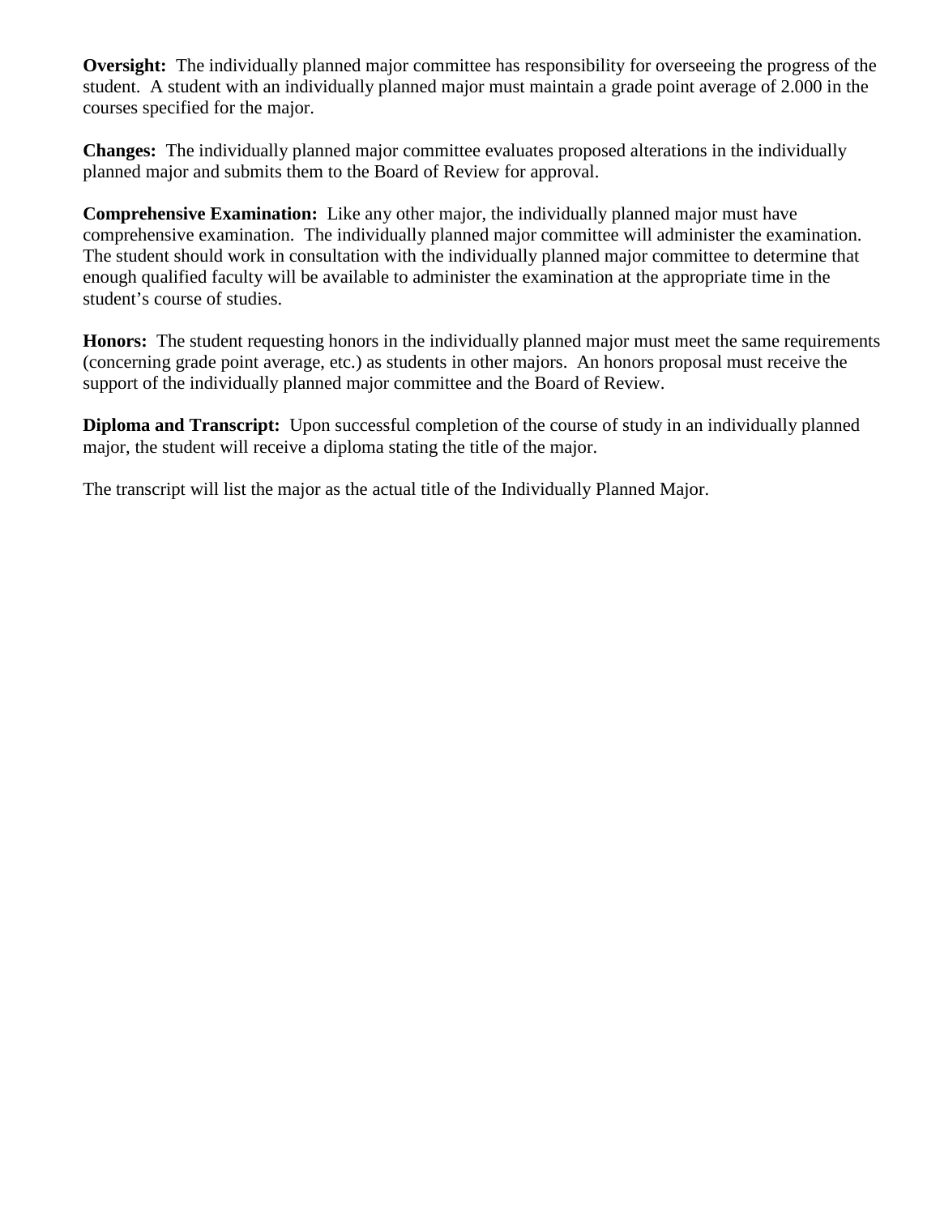**Oversight:** The individually planned major committee has responsibility for overseeing the progress of the student. A student with an individually planned major must maintain a grade point average of 2.000 in the courses specified for the major.

**Changes:** The individually planned major committee evaluates proposed alterations in the individually planned major and submits them to the Board of Review for approval.

**Comprehensive Examination:** Like any other major, the individually planned major must have comprehensive examination. The individually planned major committee will administer the examination. The student should work in consultation with the individually planned major committee to determine that enough qualified faculty will be available to administer the examination at the appropriate time in the student's course of studies.

**Honors:** The student requesting honors in the individually planned major must meet the same requirements (concerning grade point average, etc.) as students in other majors. An honors proposal must receive the support of the individually planned major committee and the Board of Review.

**Diploma and Transcript:** Upon successful completion of the course of study in an individually planned major, the student will receive a diploma stating the title of the major.

The transcript will list the major as the actual title of the Individually Planned Major.